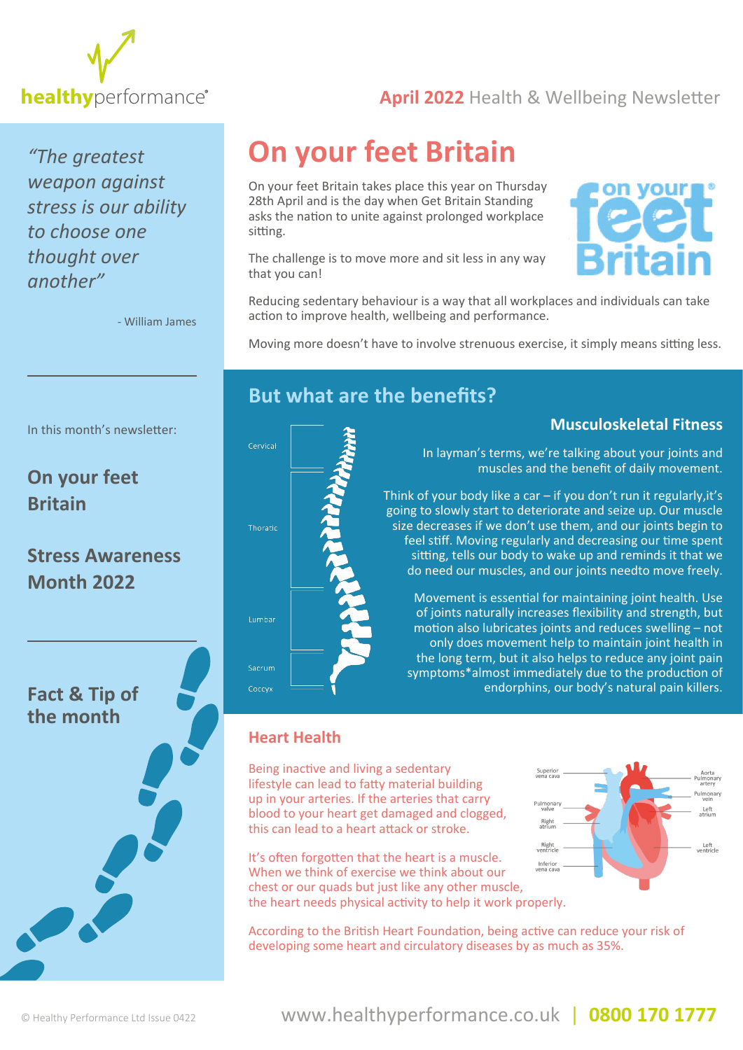**healthyperformance**

**April 2022** Health & Wellbeing Newsletter

*"The greatest weapon against stress is our ability to choose one thought over another"*

- William James

In this month's newsletter:

**On your feet Britain**

**Stress Awareness Month 2022**

**Fact & Tip of the month**

# On your feet Britain

On your feet Britain takes place this year on Thursday 28th April and is the day when Get Britain Standing asks the nation to unite against prolonged workplace sitting.

The challenge is to move more and sit less in any way that you can!

Reducing sedentary behaviour is a way that all workplaces and individuals can take action to improve health, wellbeing and performance.

Moving more doesn't have to involve strenuous exercise, it simply means sitting less.

## But what are the benefits?

### Musculoskeletal Fitness

In layman's terms, we're talking about your joints and muscles and the benefit of daily movement.

Think of your body like a car – if you don't run it regularly,it's going to slowly start to deteriorate and seize up. Our muscle size decreases if we don't use them, and our joints begin to feel stiff. Moving regularly and decreasing our time spent sitting, tells our body to wake up and reminds it that we do need our muscles, and our joints needto move freely.

Movement is essential for maintaining joint health. Use of joints naturally increases flexibility and strength, but motion also lubricates joints and reduces swelling – not only does movement help to maintain joint health in the long term, but it also helps to reduce any joint pain symptoms*almost immediately due to the production of endorphins, our body's natural pain killers.

### Heart Health

Being inactive and living a sedentary lifestyle can lead to fatty material building up in your arteries. If the arteries that carry blood to your heart get damaged and clogged, this can lead to a heart attack or stroke.

It's often forgotten that the heart is a muscle. When we think of exercise we think about our chest or our quads but just like any other muscle, the heart needs physical activity to help it work properly.

According to the British Heart Foundation, being active can reduce your risk of developing some heart and circulatory diseases by as much as 35%.

© Healthy Performance Ltd Issue 0422

www.healthyperformance.co.uk | **0800 170 1777**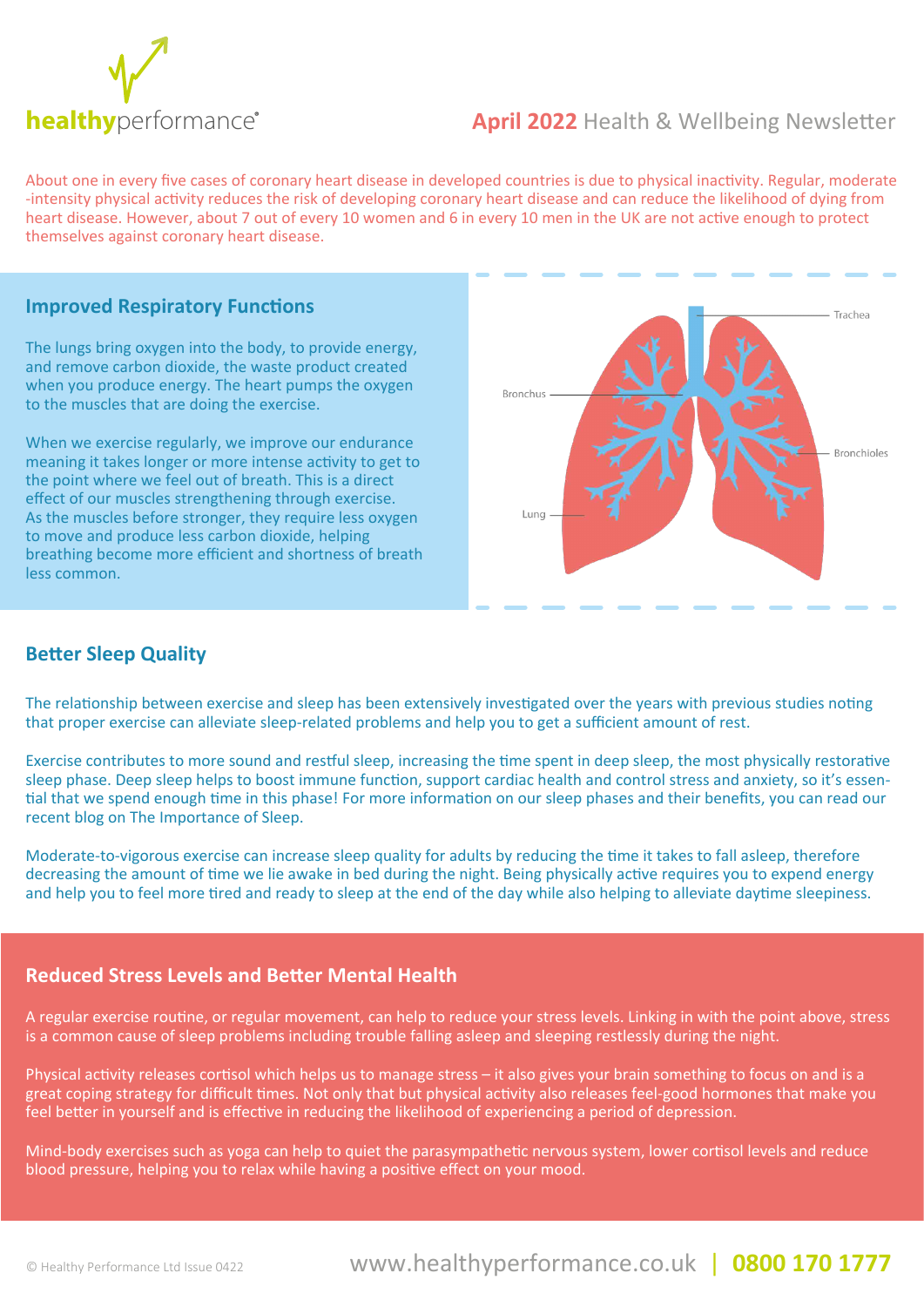healthyperformance®

**April 2022** Health & Wellbeing Newsletter

About one in every five cases of coronary heart disease in developed countries is due to physical inactivity. Regular, moderate-intensity physical activity reduces the risk of developing coronary heart disease and can reduce the likelihood of dying from heart disease. However, about 7 out of every 10 women and 6 in every 10 men in the UK are not active enough to protect themselves against coronary heart disease.

## Improved Respiratory Functions

The lungs bring oxygen into the body, to provide energy, and remove carbon dioxide, the waste product created when you produce energy. The heart pumps the oxygen to the muscles that are doing the exercise.

When we exercise regularly, we improve our endurance meaning it takes longer or more intense activity to get to the point where we feel out of breath. This is a direct effect of our muscles strengthening through exercise. As the muscles before stronger, they require less oxygen to move and produce less carbon dioxide, helping breathing become more efficient and shortness of breath less common.

Trachea

Bronchus

Bronchioles

Lung

## Better Sleep Quality

The relationship between exercise and sleep has been extensively investigated over the years with previous studies noting that proper exercise can alleviate sleep-related problems and help you to get a sufficient amount of rest.

Exercise contributes to more sound and restful sleep, increasing the time spent in deep sleep, the most physically restorative sleep phase. Deep sleep helps to boost immune function, support cardiac health and control stress and anxiety, so it's essential that we spend enough time in this phase! For more information on our sleep phases and their benefits, you can read our recent blog on The Importance of Sleep.

Moderate-to-vigorous exercise can increase sleep quality for adults by reducing the time it takes to fall asleep, therefore decreasing the amount of time we lie awake in bed during the night. Being physically active requires you to expend energy and help you to feel more tired and ready to sleep at the end of the day while also helping to alleviate daytime sleepiness.

## Reduced Stress Levels and Better Mental Health

A regular exercise routine, or regular movement, can help to reduce your stress levels. Linking in with the point above, stress is a common cause of sleep problems including trouble falling asleep and sleeping restlessly during the night.

Physical activity releases cortisol which helps us to manage stress – it also gives your brain something to focus on and is a great coping strategy for difficult times. Not only that but physical activity also releases feel-good hormones that make you feel better in yourself and is effective in reducing the likelihood of experiencing a period of depression.

Mind-body exercises such as yoga can help to quiet the parasympathetic nervous system, lower cortisol levels and reduce blood pressure, helping you to relax while having a positive effect on your mood.

© Healthy Performance Ltd Issue 0422

www.healthyperformance.co.uk | **0800 170 1777**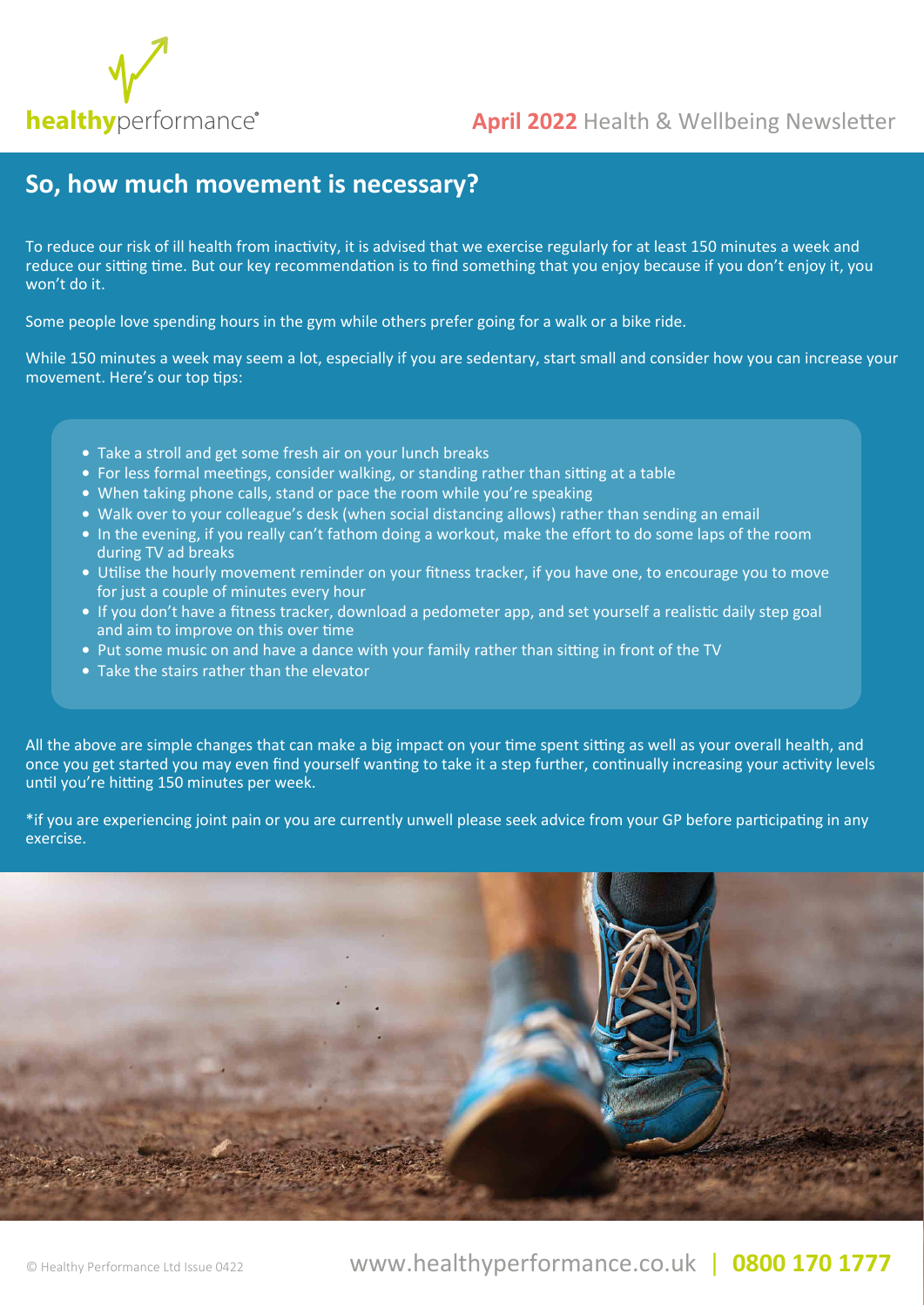## So, how much movement is necessary?

To reduce our risk of ill health from inactivity, it is advised that we exercise regularly for at least 150 minutes a week and reduce our sitting time. But our key recommendation is to find something that you enjoy because if you don't enjoy it, you won't do it.

Some people love spending hours in the gym while others prefer going for a walk or a bike ride.

While 150 minutes a week may seem a lot, especially if you are sedentary, start small and consider how you can increase your movement. Here's our top tips:

- Take a stroll and get some fresh air on your lunch breaks
- For less formal meetings, consider walking, or standing rather than sitting at a table
- When taking phone calls, stand or pace the room while you're speaking
- Walk over to your colleague's desk (when social distancing allows) rather than sending an email
- In the evening, if you really can't fathom doing a workout, make the effort to do some laps of the room during TV ad breaks
- Utilise the hourly movement reminder on your fitness tracker, if you have one, to encourage you to move for just a couple of minutes every hour
- If you don't have a fitness tracker, download a pedometer app, and set yourself a realistic daily step goal and aim to improve on this over time
- Put some music on and have a dance with your family rather than sitting in front of the TV
- Take the stairs rather than the elevator

All the above are simple changes that can make a big impact on your time spent sitting as well as your overall health, and once you get started you may even find yourself wanting to take it a step further, continually increasing your activity levels until you're hitting 150 minutes per week.

*if you are experiencing joint pain or you are currently unwell please seek advice from your GP before participating in any exercise.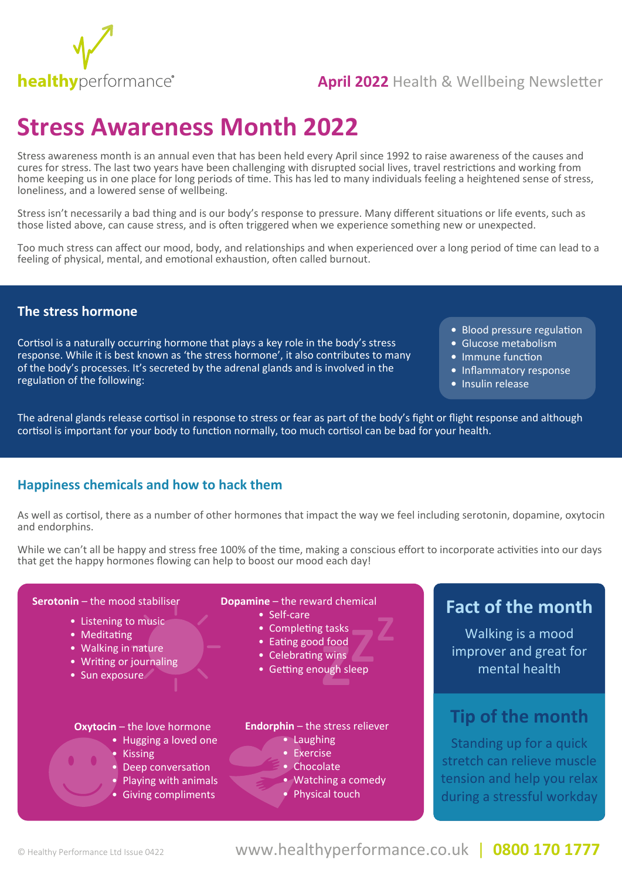healthyperformance®

**April 2022** Health & Wellbeing Newsletter

# Stress Awareness Month 2022

Stress awareness month is an annual even that has been held every April since 1992 to raise awareness of the causes and cures for stress. The last two years have been challenging with disrupted social lives, travel restrictions and working from home keeping us in one place for long periods of time. This has led to many individuals feeling a heightened sense of stress, loneliness, and a lowered sense of wellbeing.

Stress isn't necessarily a bad thing and is our body's response to pressure. Many different situations or life events, such as those listed above, can cause stress, and is often triggered when we experience something new or unexpected.

Too much stress can affect our mood, body, and relationships and when experienced over a long period of time can lead to a feeling of physical, mental, and emotional exhaustion, often called burnout.

## The stress hormone

Cortisol is a naturally occurring hormone that plays a key role in the body's stress response. While it is best known as 'the stress hormone', it also contributes to many of the body's processes. It's secreted by the adrenal glands and is involved in the regulation of the following:

- Blood pressure regulation
- Glucose metabolism
- Immune function
- Inflammatory response
- Insulin release

The adrenal glands release cortisol in response to stress or fear as part of the body's fight or flight response and although cortisol is important for your body to function normally, too much cortisol can be bad for your health.

## Happiness chemicals and how to hack them

As well as cortisol, there as a number of other hormones that impact the way we feel including serotonin, dopamine, oxytocin and endorphins.

While we can't all be happy and stress free 100% of the time, making a conscious effort to incorporate activities into our days that get the happy hormones flowing can help to boost our mood each day!

**Serotonin** – the mood stabiliser
- Listening to music
- Meditating
- Walking in nature
- Writing or journaling
- Sun exposure

**Dopamine** – the reward chemical
- Self-care
- Completing tasks
- Eating good food
- Celebrating wins
- Getting enough sleep

**Oxytocin** – the love hormone
- Hugging a loved one
- Kissing
- Deep conversation
- Playing with animals
- Giving compliments

**Endorphin** – the stress reliever
- Laughing
- Exercise
- Chocolate
- Watching a comedy
- Physical touch

### Fact of the month

Walking is a mood improver and great for mental health

### Tip of the month

Standing up for a quick stretch can relieve muscle tension and help you relax during a stressful workday

© Healthy Performance Ltd Issue 0422

www.healthyperformance.co.uk | **0800 170 1777**